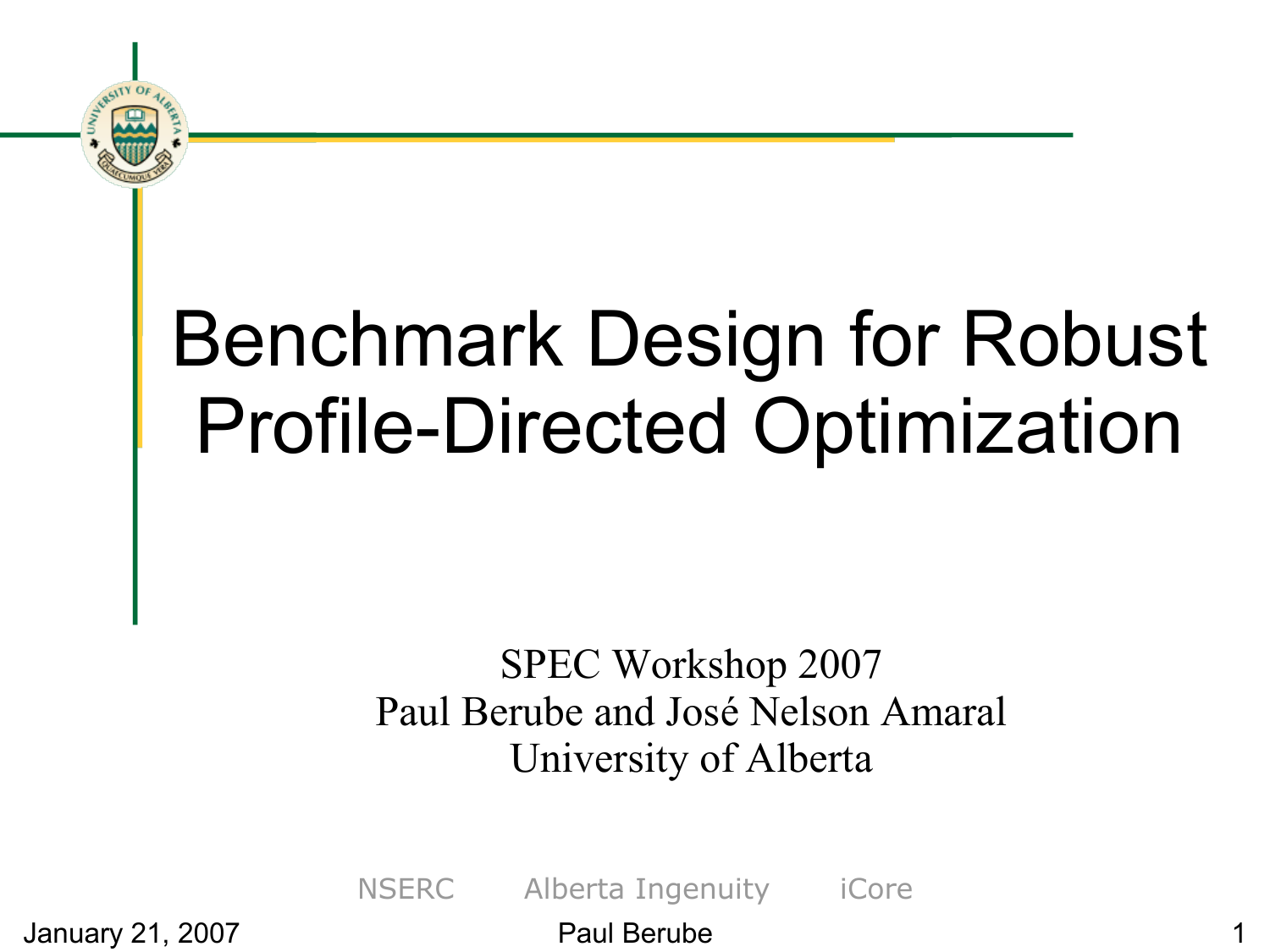# Benchmark Design for Robust Profile-Directed Optimization

SPEC Workshop 2007

Paul Berube and José Nelson Amaral

University of Alberta

NSERC Alberta Ingenuity iCore

January 21, 2007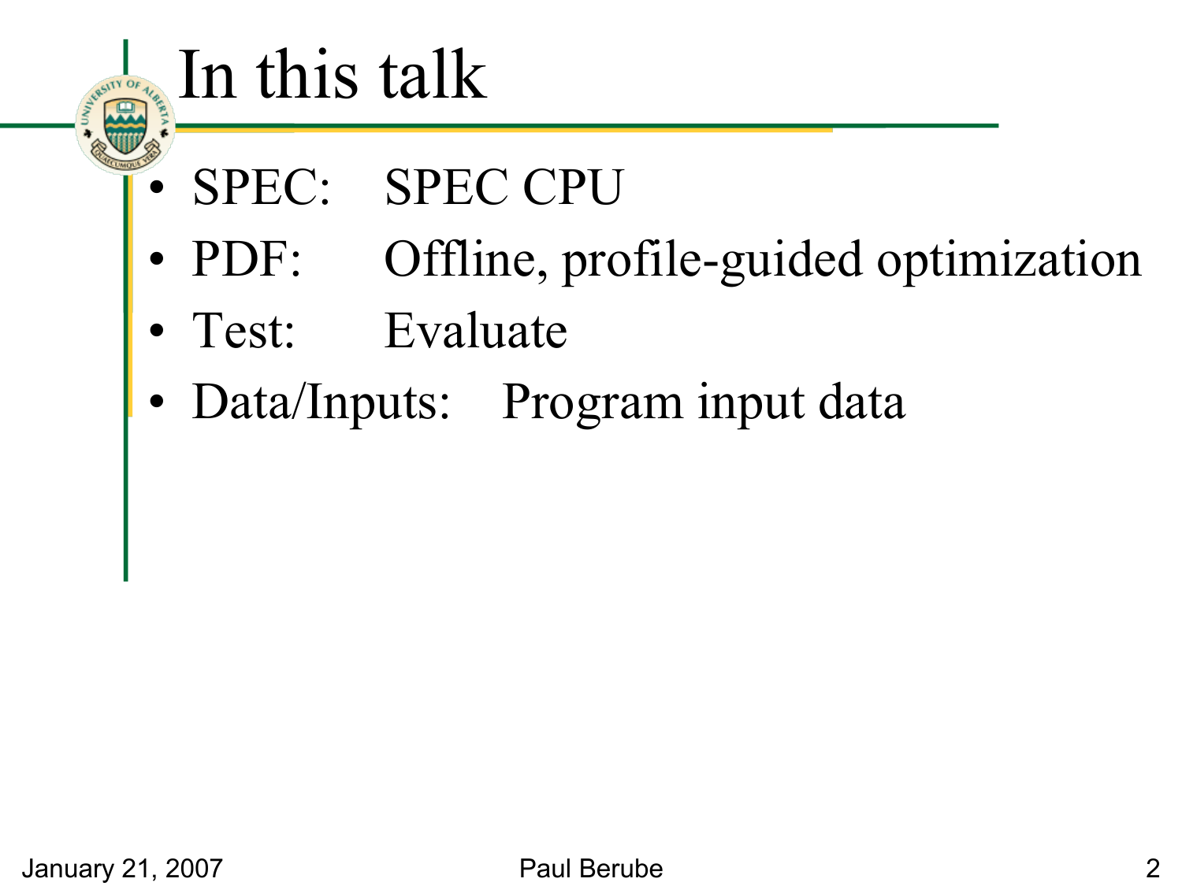# In this talk

- SPEC: SPEC CPU
- PDF: Offline, profile-guided optimization
- Test: Evaluate
- Data/Inputs: Program input data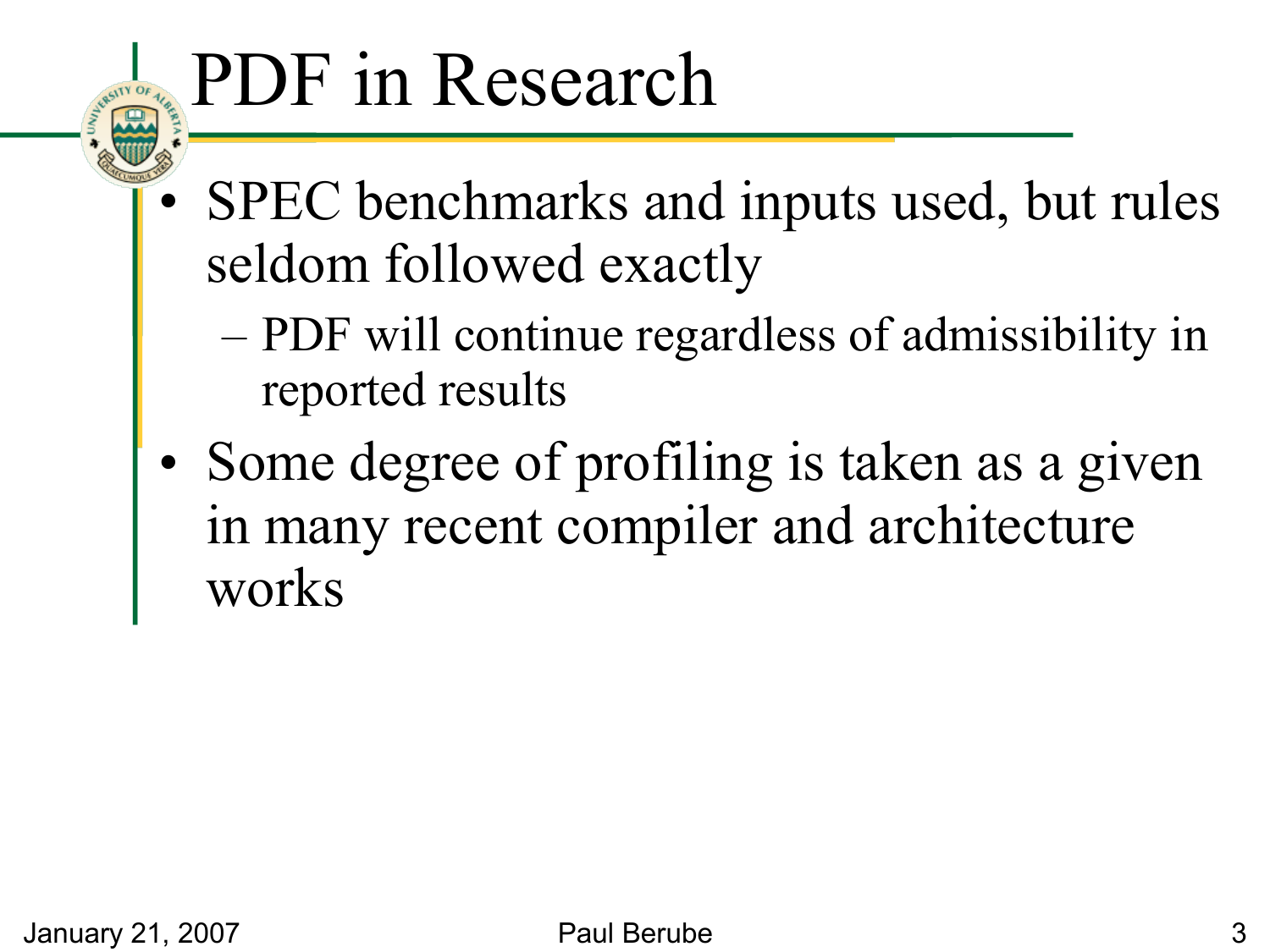# PDF in Research

- SPEC benchmarks and inputs used, but rules seldom followed exactly
  - PDF will continue regardless of admissibility in reported results
- Some degree of profiling is taken as a given in many recent compiler and architecture works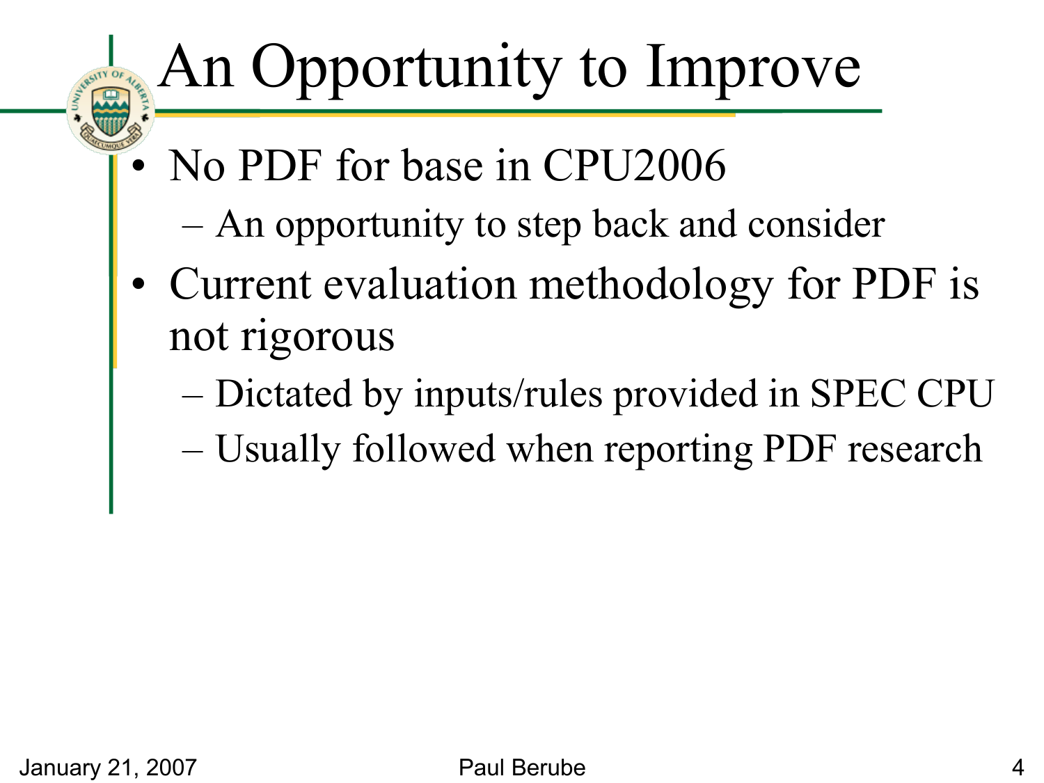# An Opportunity to Improve

- No PDF for base in CPU2006
  - An opportunity to step back and consider
- Current evaluation methodology for PDF is not rigorous
  - Dictated by inputs/rules provided in SPEC CPU
  - Usually followed when reporting PDF research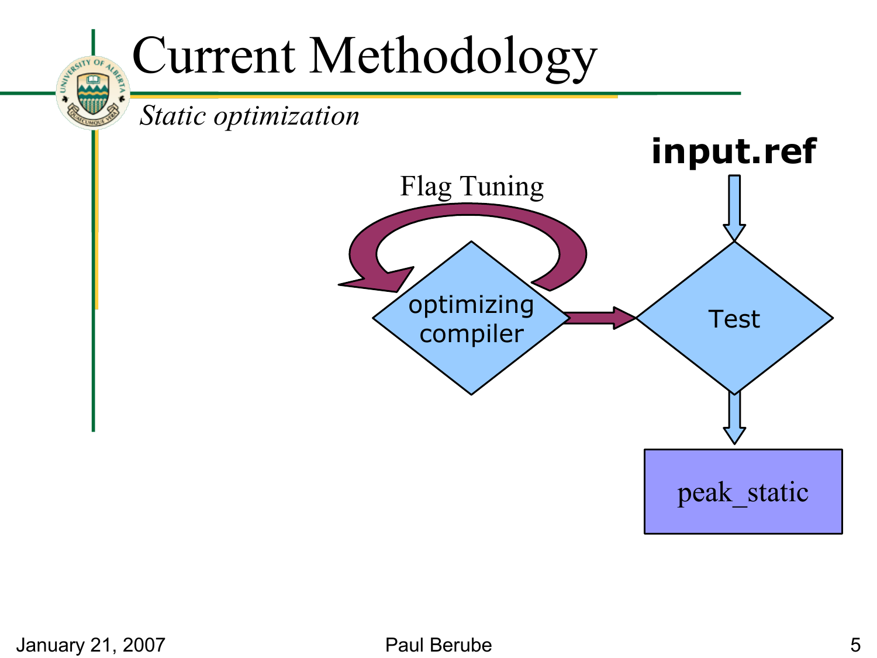# Current Methodology

*Static optimization*

input.ref

Flag Tuning

optimizing compiler

Test

peak_static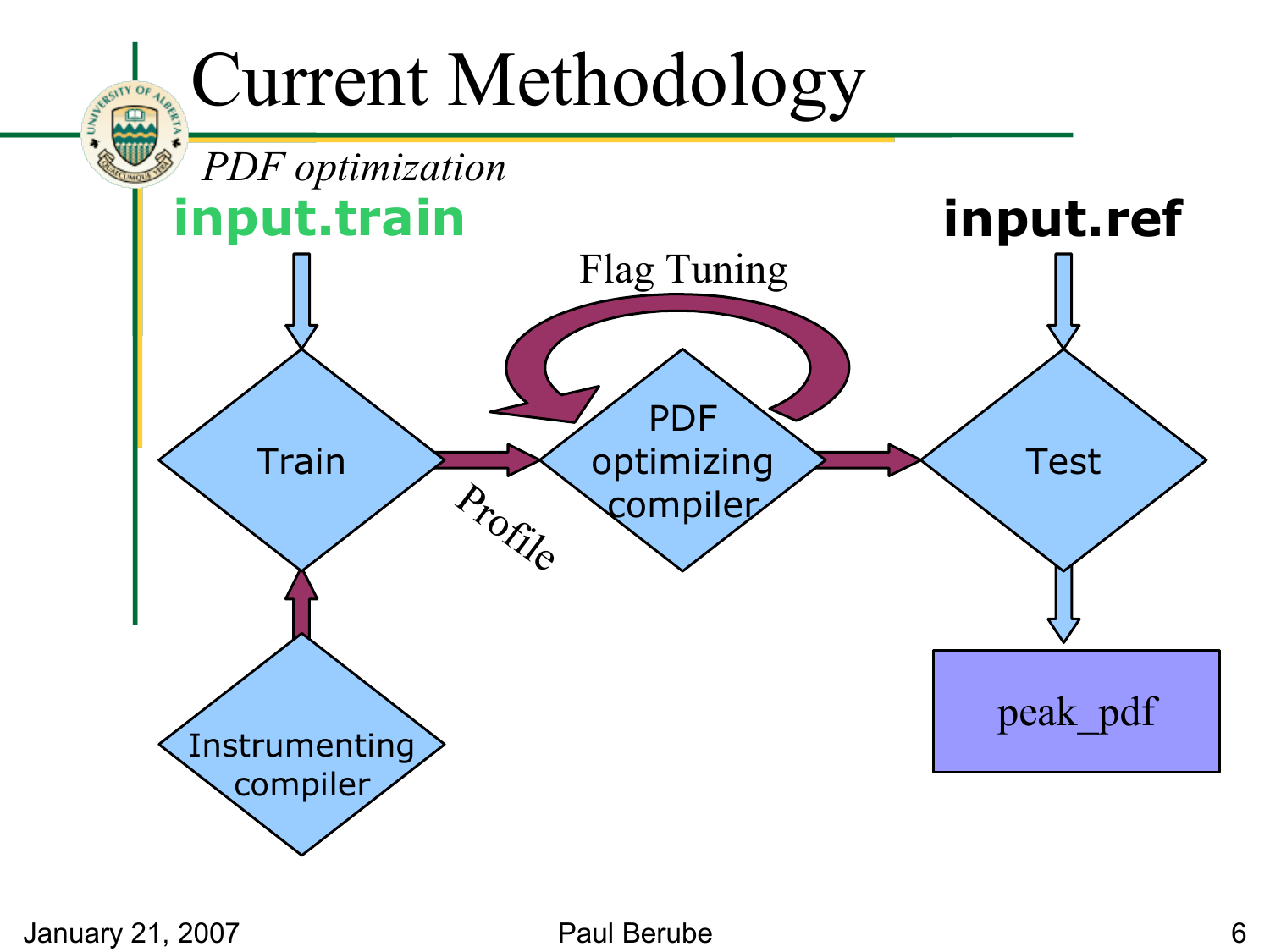# Current Methodology

*PDF optimization*

**input.train**

**input.ref**

Flag Tuning

Train

Profile

PDF optimizing compiler

Test

Instrumenting compiler

peak_pdf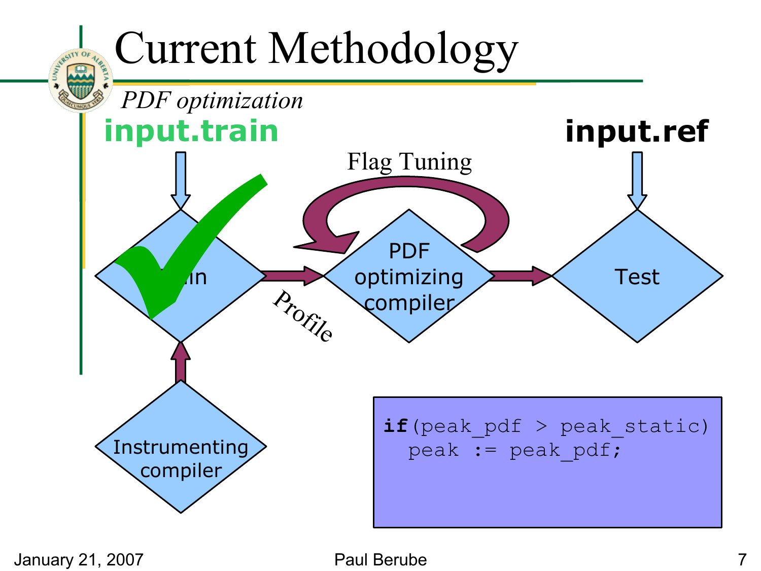# Current Methodology

*PDF optimization*

**input.train**

**input.ref**

Flag Tuning

Train

Profile

PDF optimizing compiler

Test

Instrumenting compiler

```
if(peak_pdf > peak_static)
  peak := peak_pdf;
```

January 21, 2007 Paul Berube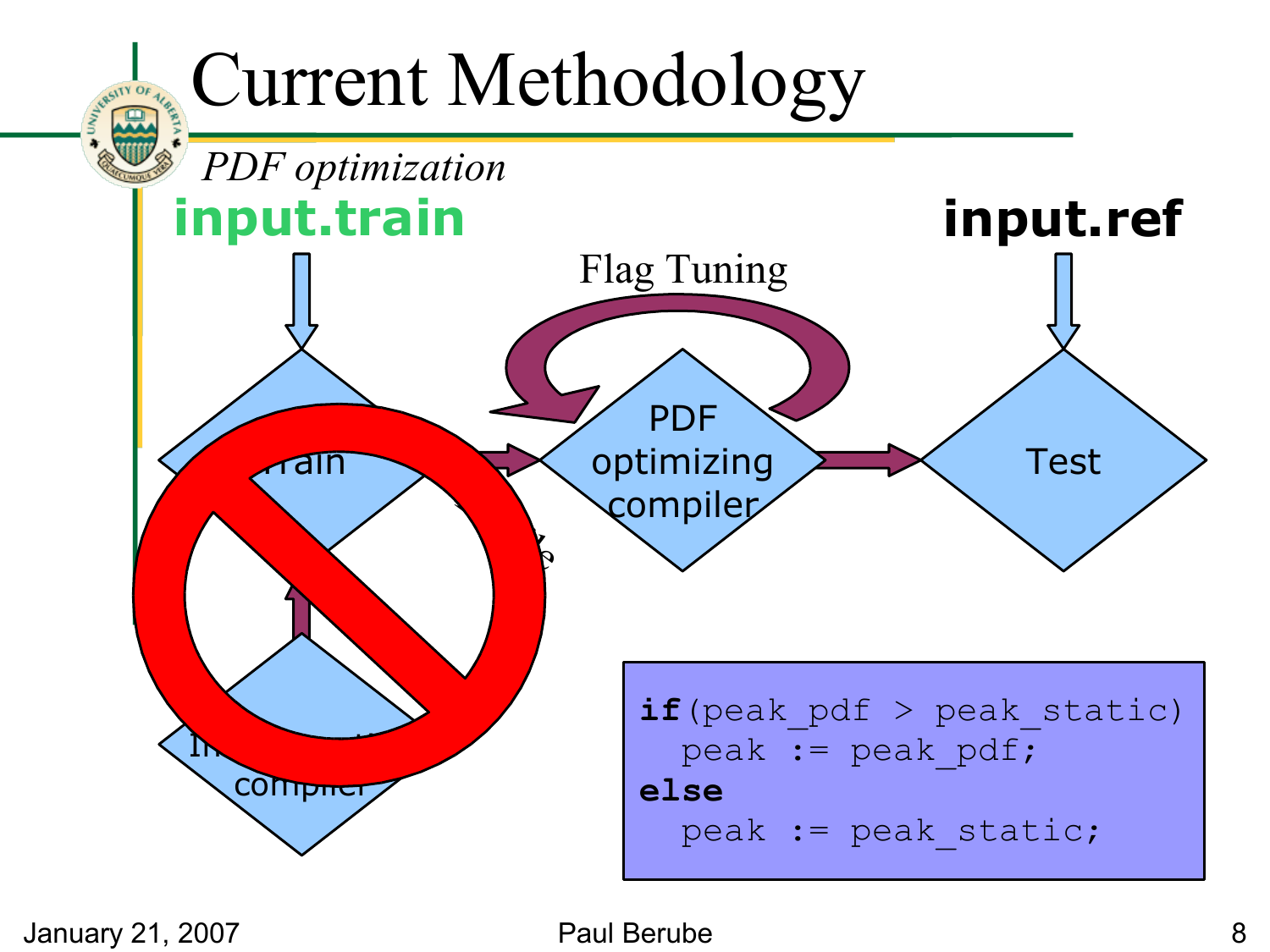# Current Methodology

*PDF optimization*

**input.train**

**input.ref**

Flag Tuning

Train

PDF optimizing compiler

Test

compiler

```
if(peak_pdf > peak_static)
  peak := peak_pdf;
else
  peak := peak_static;
```

January 21, 2007 — Paul Berube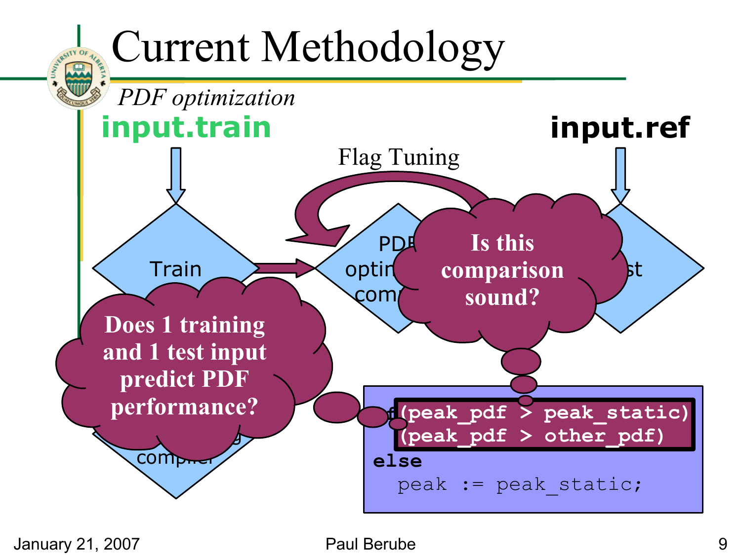# Current Methodology

*PDF optimization*

**input.train**

**input.ref**

Flag Tuning

Train

PDF optim comp

st

compiler

**Is this comparison sound?**

**Does 1 training and 1 test input predict PDF performance?**

```
if (peak_pdf > peak_static)
   (peak_pdf > other_pdf)
else
  peak := peak_static;
```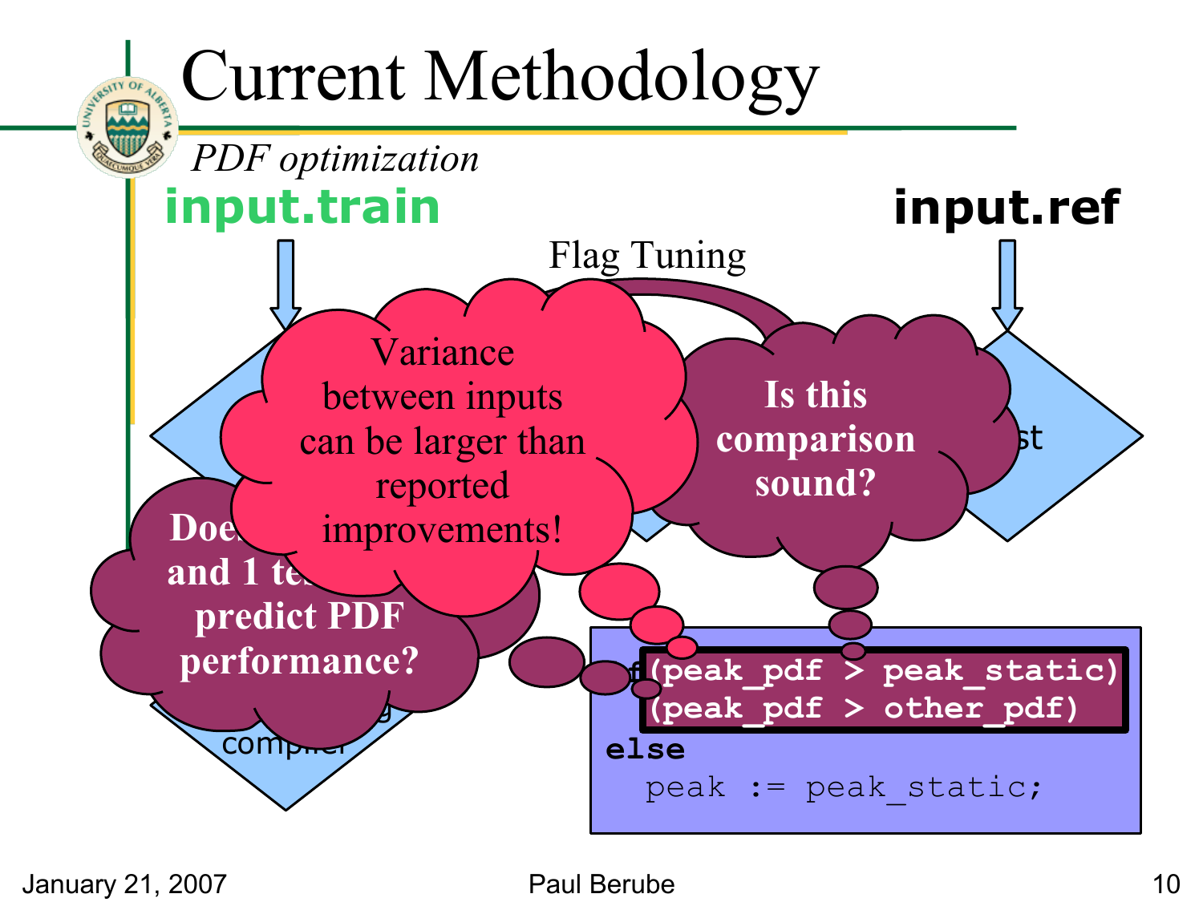# Current Methodology

*PDF optimization*

**input.train**

**input.ref**

Flag Tuning

Variance between inputs can be larger than reported improvements!

Is this comparison sound?

Does 1 training and 1 test input predict PDF performance?

compiler

st

```
if (peak_pdf > peak_static)
   (peak_pdf > other_pdf)
else
   peak := peak_static;
```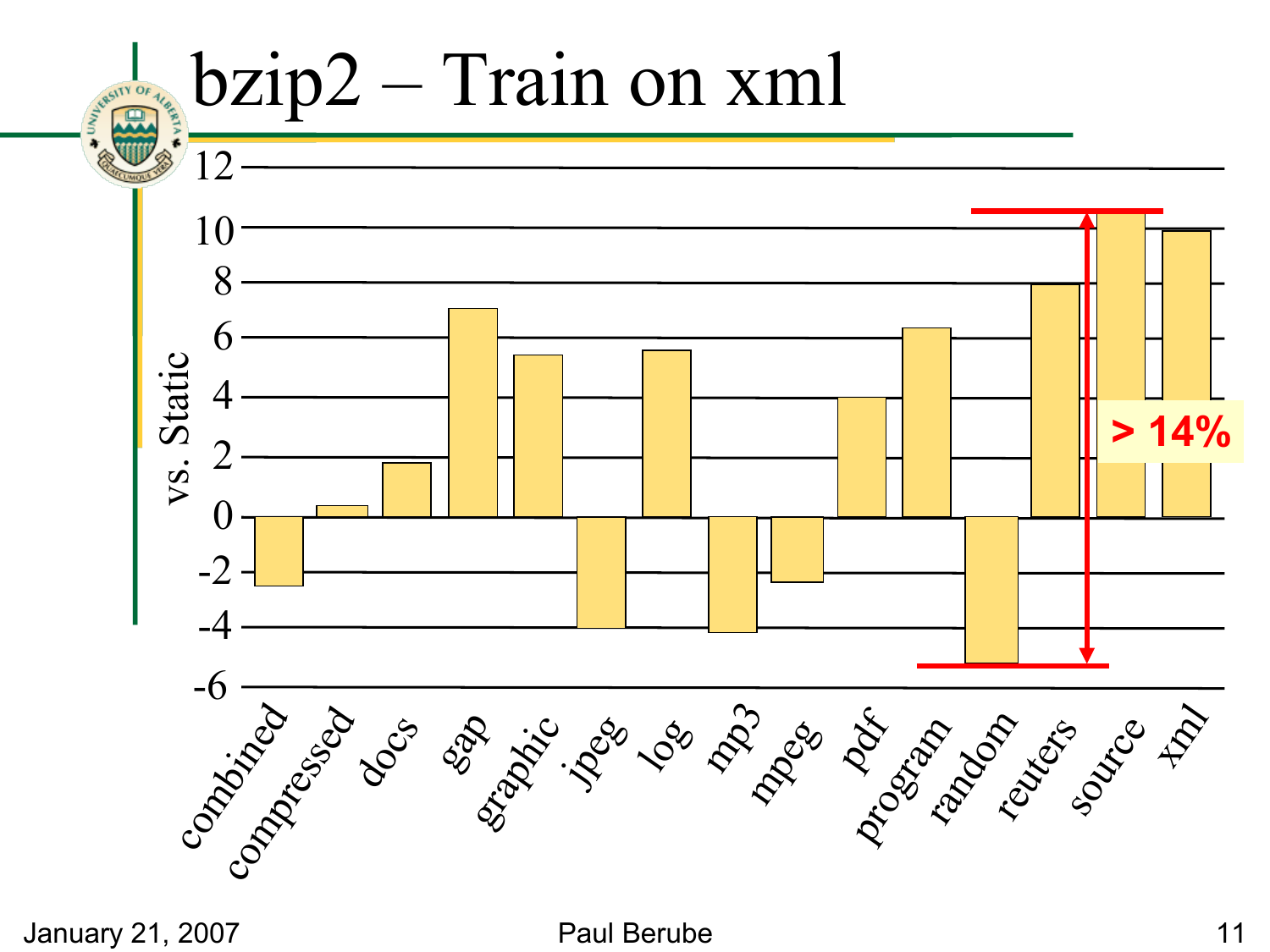# bzip2 – Train on xml

vs. Static

| | combined | compressed | docs | gap | graphic | jpeg | log | mp3 | mpeg | pdf | program | random | reuters | source | xml |
|---|---|---|---|---|---|---|---|---|---|---|---|---|---|---|---|
| vs. Static | -2.5 | 0.4 | 1.9 | 7.5 | 5.8 | -4.0 | 6.0 | -4.2 | -2.4 | 4.3 | 6.8 | -5.3 | 8.4 | 11.1 | 10.4 |

**> 14%**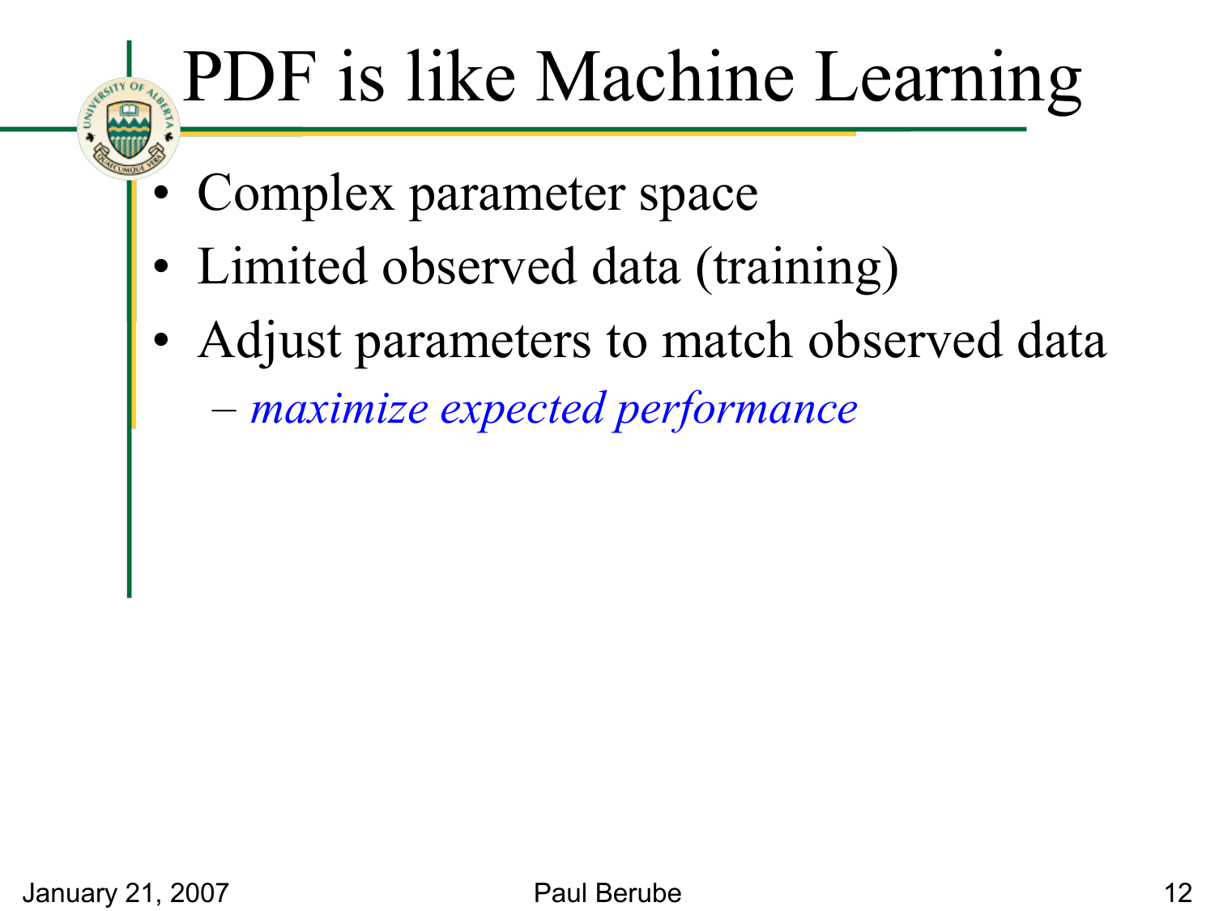# PDF is like Machine Learning

- Complex parameter space
- Limited observed data (training)
- Adjust parameters to match observed data
  - *maximize expected performance*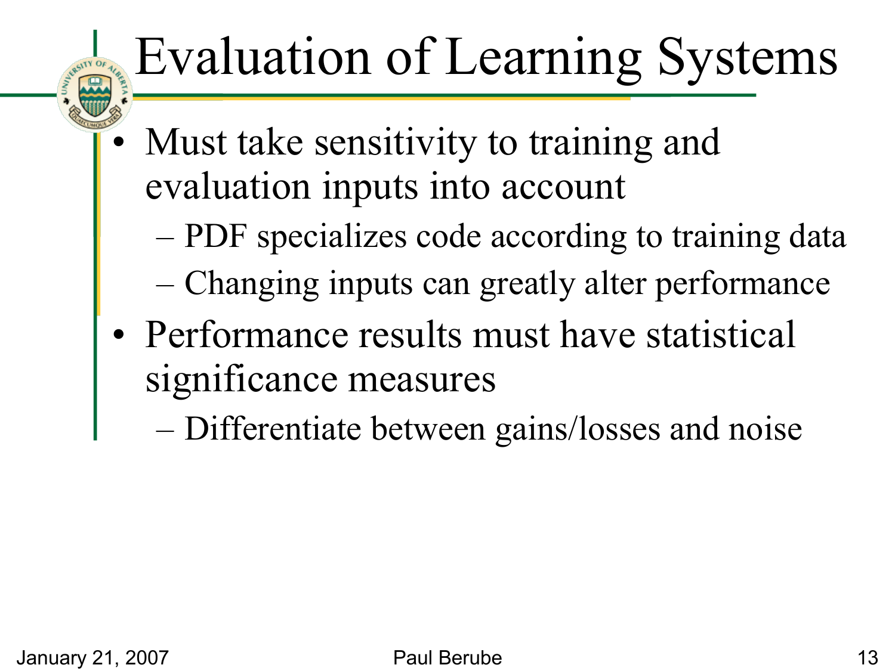# Evaluation of Learning Systems

- Must take sensitivity to training and evaluation inputs into account
  - PDF specializes code according to training data
  - Changing inputs can greatly alter performance
- Performance results must have statistical significance measures
  - Differentiate between gains/losses and noise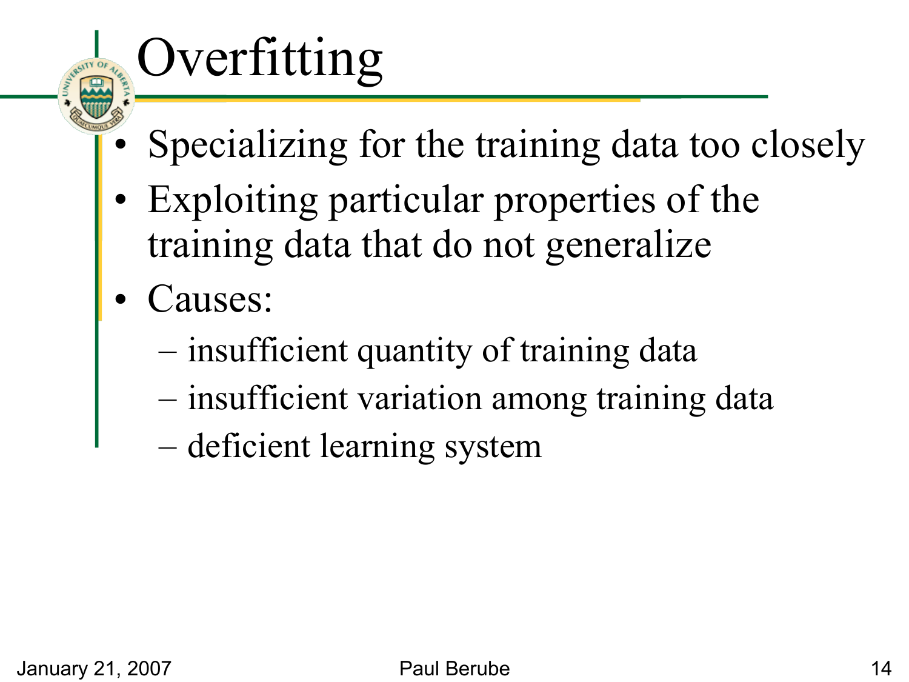# Overfitting

- Specializing for the training data too closely
- Exploiting particular properties of the training data that do not generalize
- Causes:
  - insufficient quantity of training data
  - insufficient variation among training data
  - deficient learning system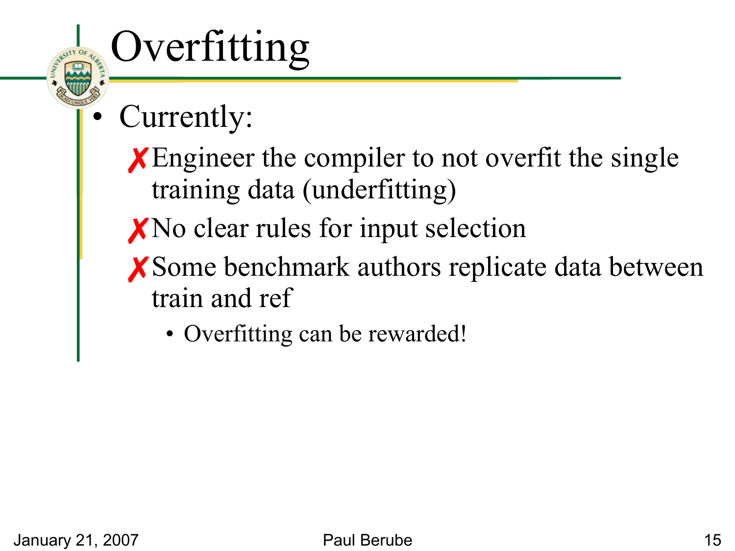# Overfitting

- Currently:
  - ✗ Engineer the compiler to not overfit the single training data (underfitting)
  - ✗ No clear rules for input selection
  - ✗ Some benchmark authors replicate data between train and ref
    - Overfitting can be rewarded!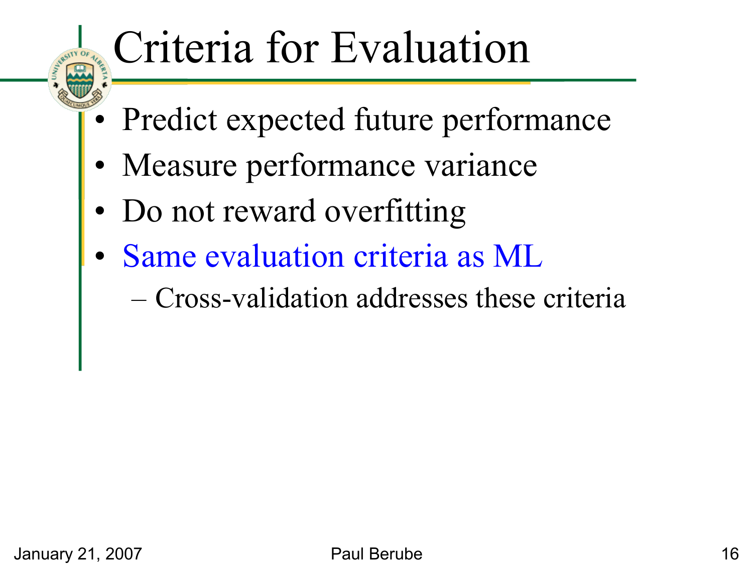# Criteria for Evaluation

- Predict expected future performance
- Measure performance variance
- Do not reward overfitting
- Same evaluation criteria as ML
  - Cross-validation addresses these criteria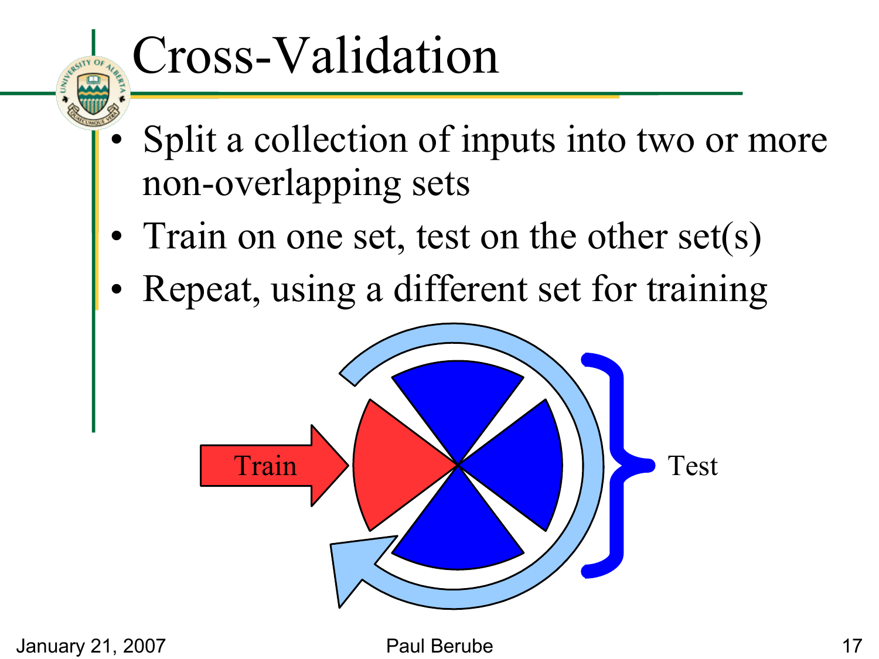# Cross-Validation

- Split a collection of inputs into two or more non-overlapping sets
- Train on one set, test on the other set(s)
- Repeat, using a different set for training

Train

Test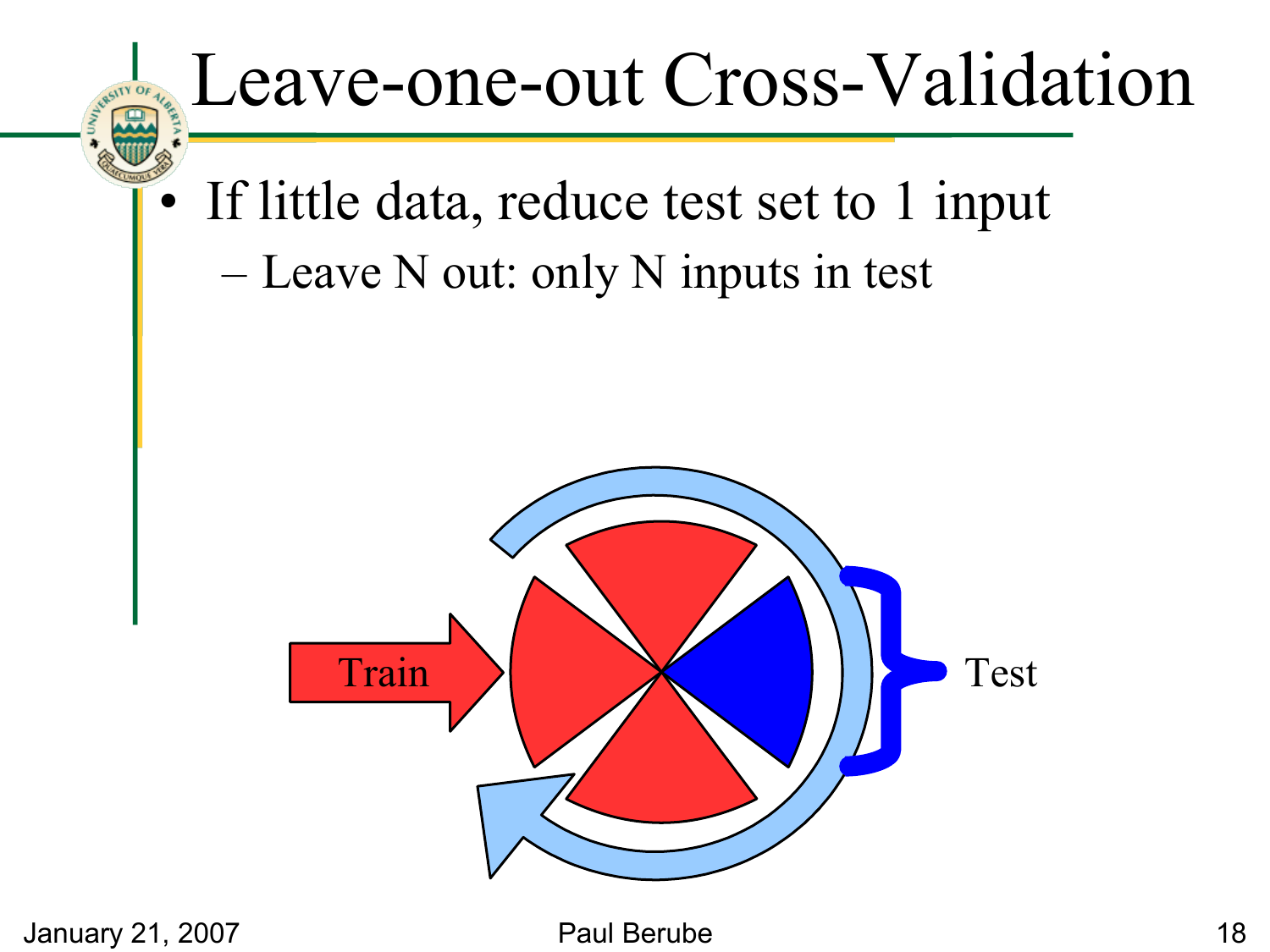# Leave-one-out Cross-Validation

- If little data, reduce test set to 1 input
  - Leave N out: only N inputs in test

Train

Test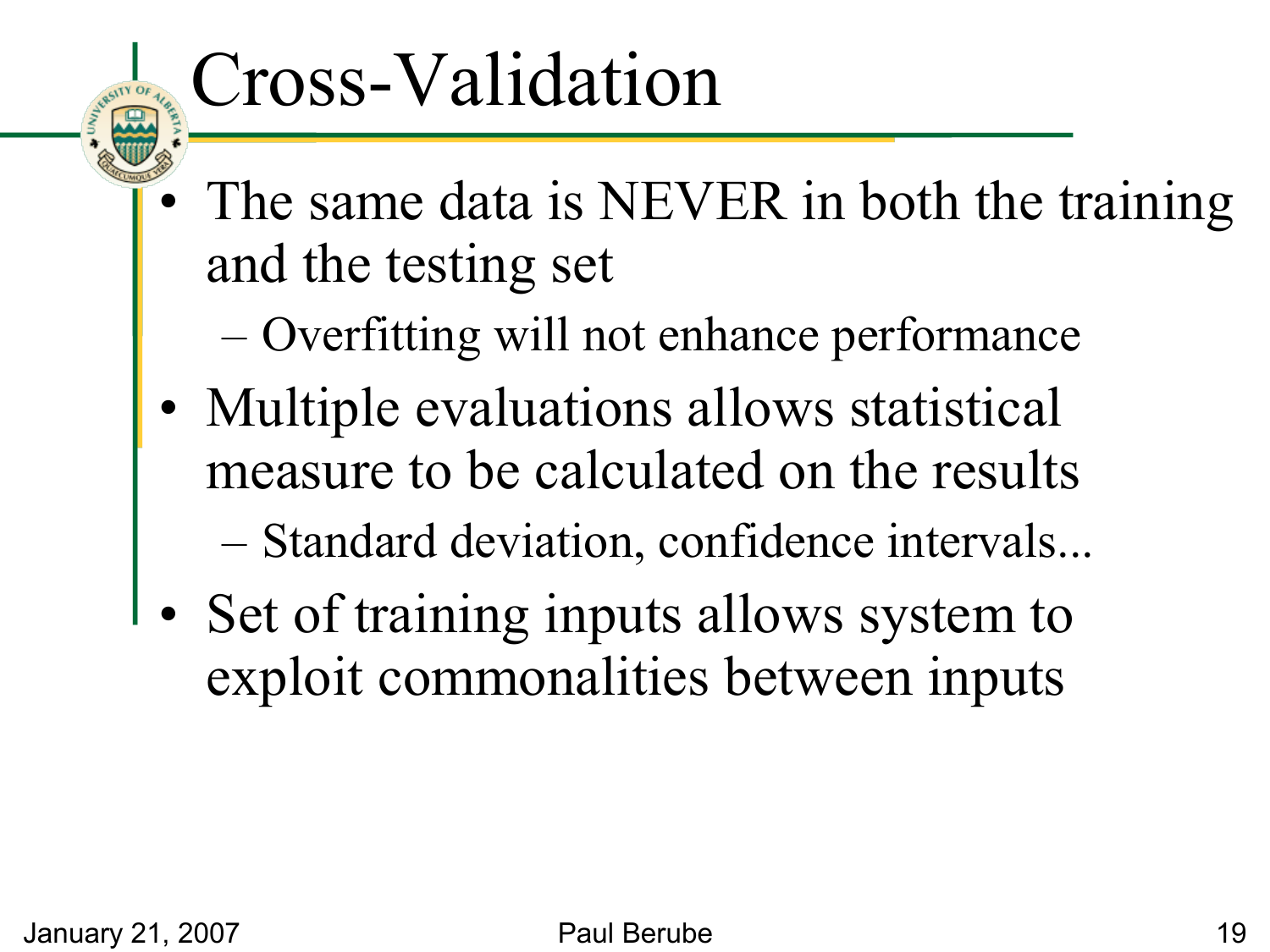# Cross-Validation

- The same data is NEVER in both the training and the testing set
  - Overfitting will not enhance performance
- Multiple evaluations allows statistical measure to be calculated on the results
  - Standard deviation, confidence intervals...
- Set of training inputs allows system to exploit commonalities between inputs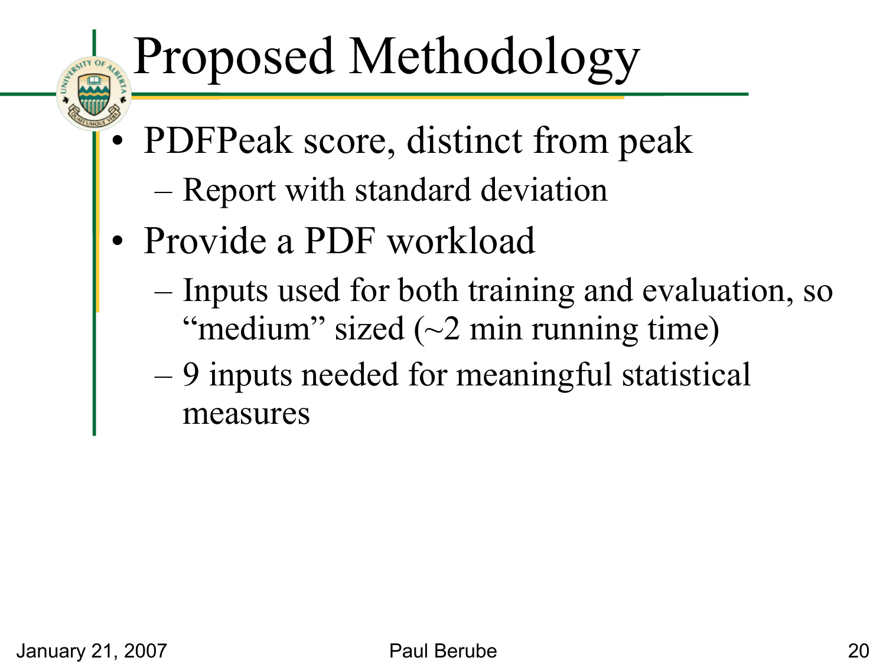# Proposed Methodology

- PDFPeak score, distinct from peak
  - Report with standard deviation
- Provide a PDF workload
  - Inputs used for both training and evaluation, so "medium" sized (~2 min running time)
  - 9 inputs needed for meaningful statistical measures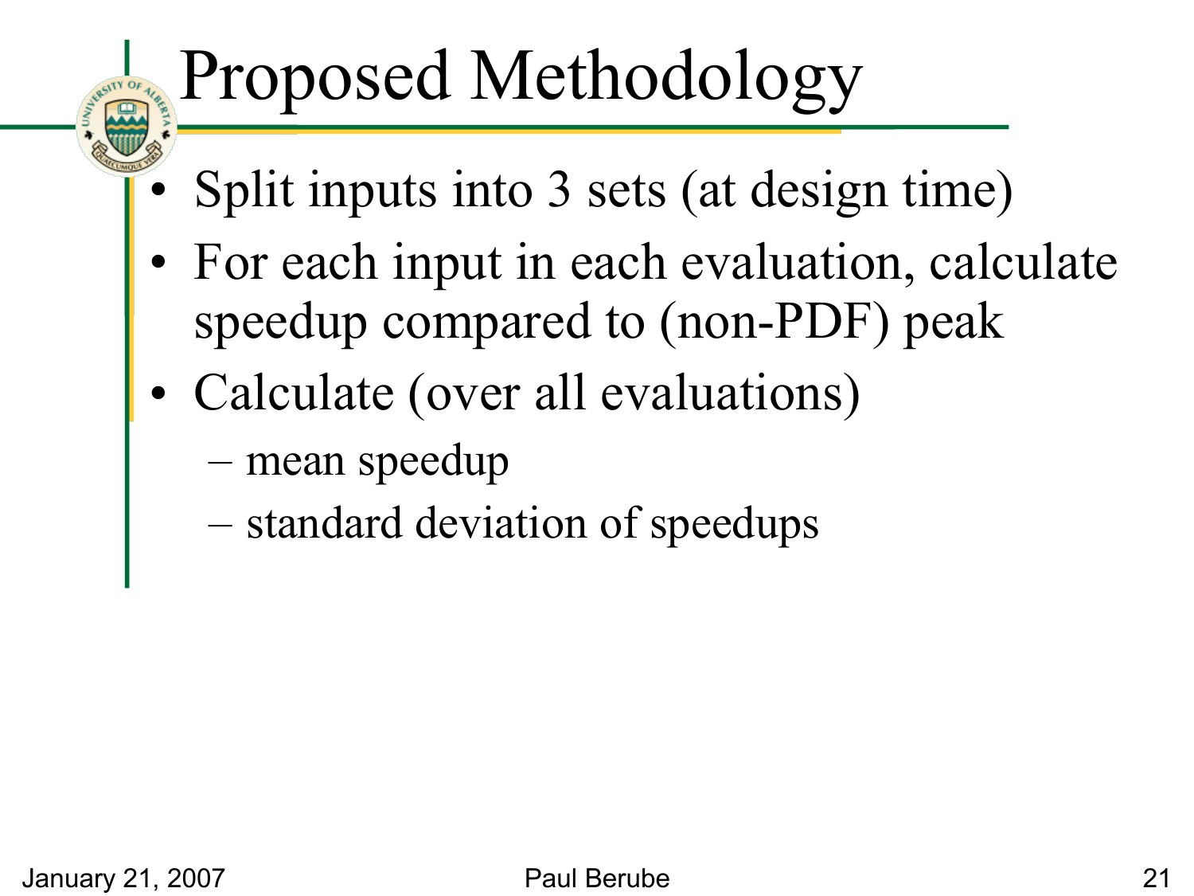# Proposed Methodology

- Split inputs into 3 sets (at design time)
- For each input in each evaluation, calculate speedup compared to (non-PDF) peak
- Calculate (over all evaluations)
  - mean speedup
  - standard deviation of speedups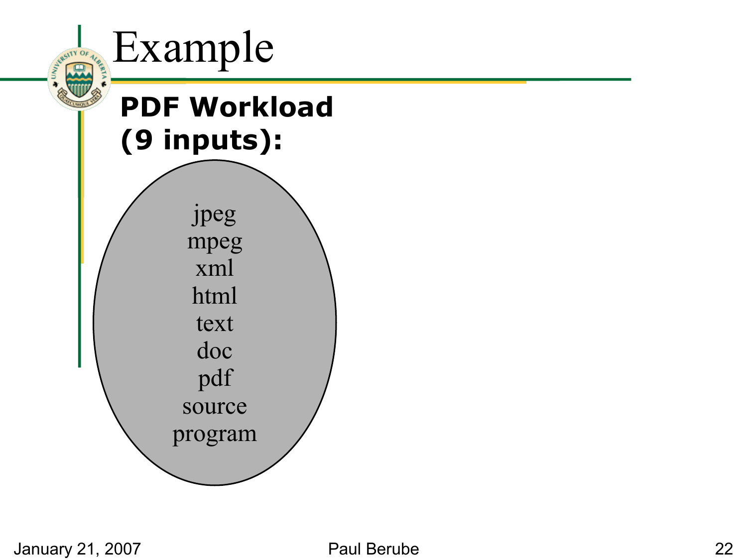# Example

**PDF Workload (9 inputs):**

jpeg
mpeg
xml
html
text
doc
pdf
source
program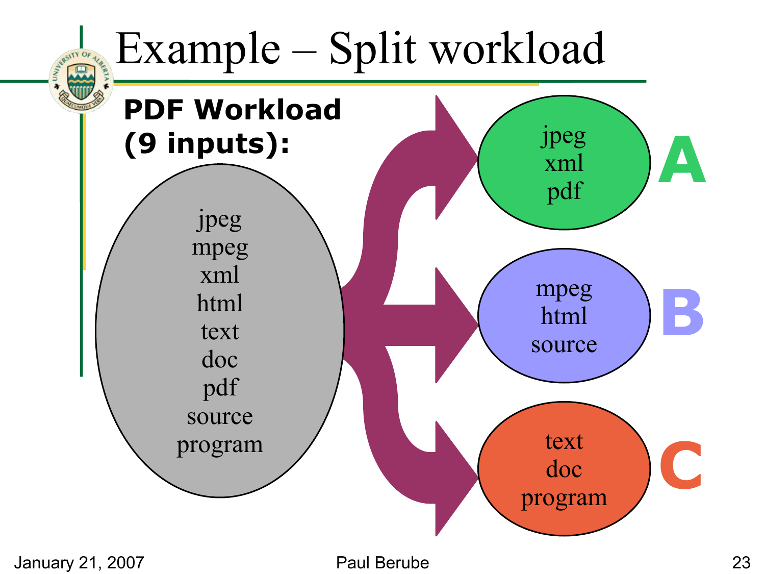# Example – Split workload

**PDF Workload (9 inputs):**

- jpeg
- mpeg
- xml
- html
- text
- doc
- pdf
- source
- program

**A**
- jpeg
- xml
- pdf

**B**
- mpeg
- html
- source

**C**
- text
- doc
- program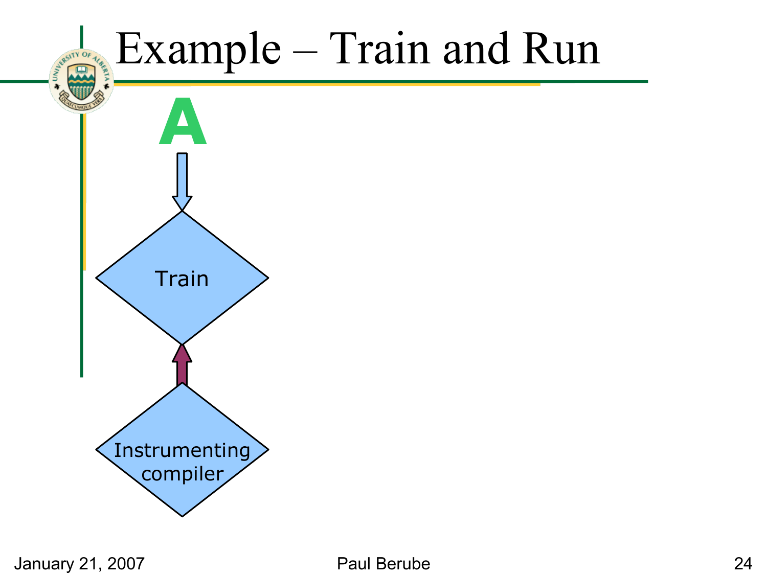# Example – Train and Run

A

Train

Instrumenting compiler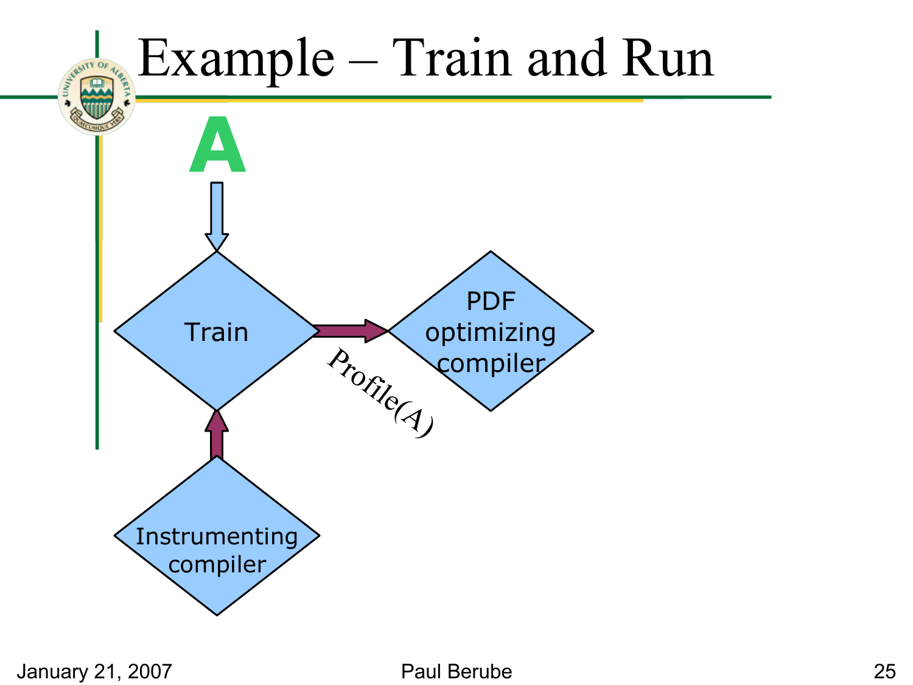# Example – Train and Run

A

Train

Profile(A)

PDF optimizing compiler

Instrumenting compiler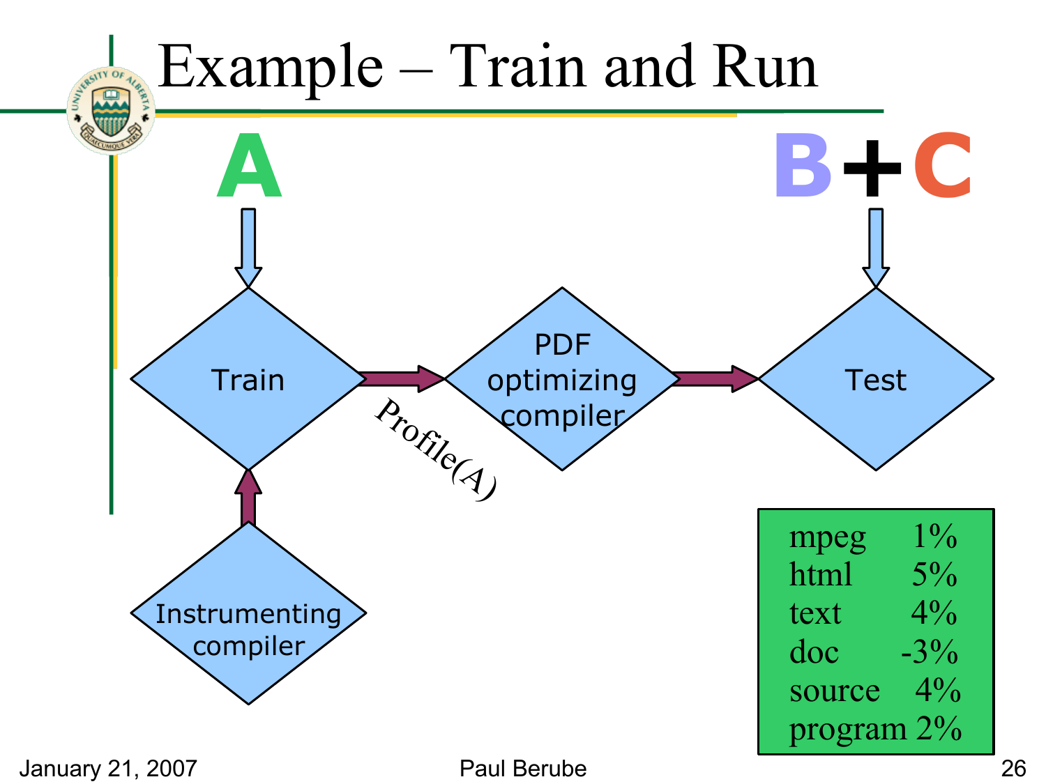# Example – Train and Run

A

B + C

Instrumenting compiler → Train

Train → Profile(A) → PDF optimizing compiler → Test

| | |
|---|---|
| mpeg | 1% |
| html | 5% |
| text | 4% |
| doc | -3% |
| source | 4% |
| program | 2% |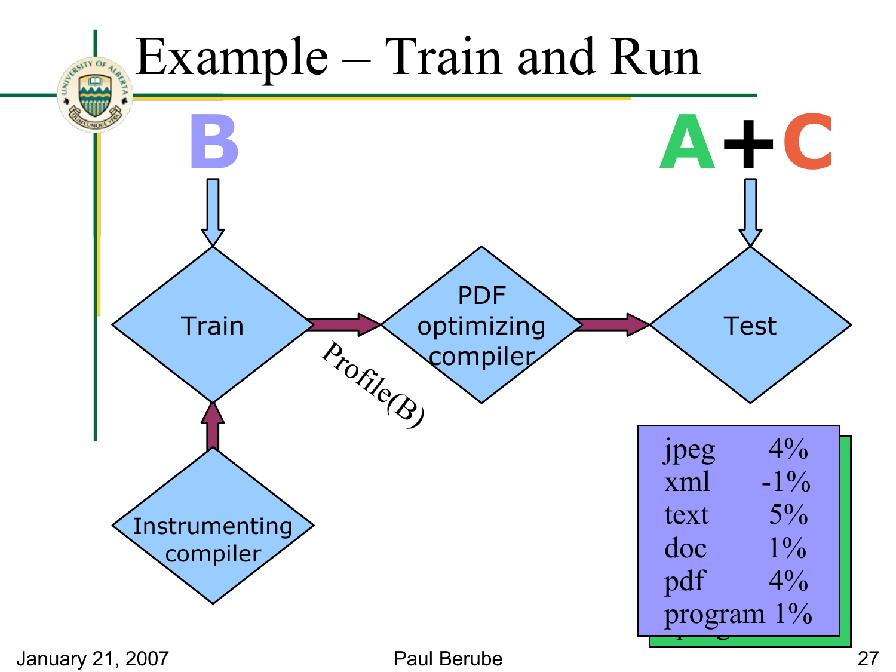# Example – Train and Run

**B** → Train

Instrumenting compiler → Train

Train → Profile(B) → PDF optimizing compiler → Test

**A+C** → Test

| | |
|---|---|
| jpeg | 4% |
| xml | -1% |
| text | 5% |
| doc | 1% |
| pdf | 4% |
| program | 1% |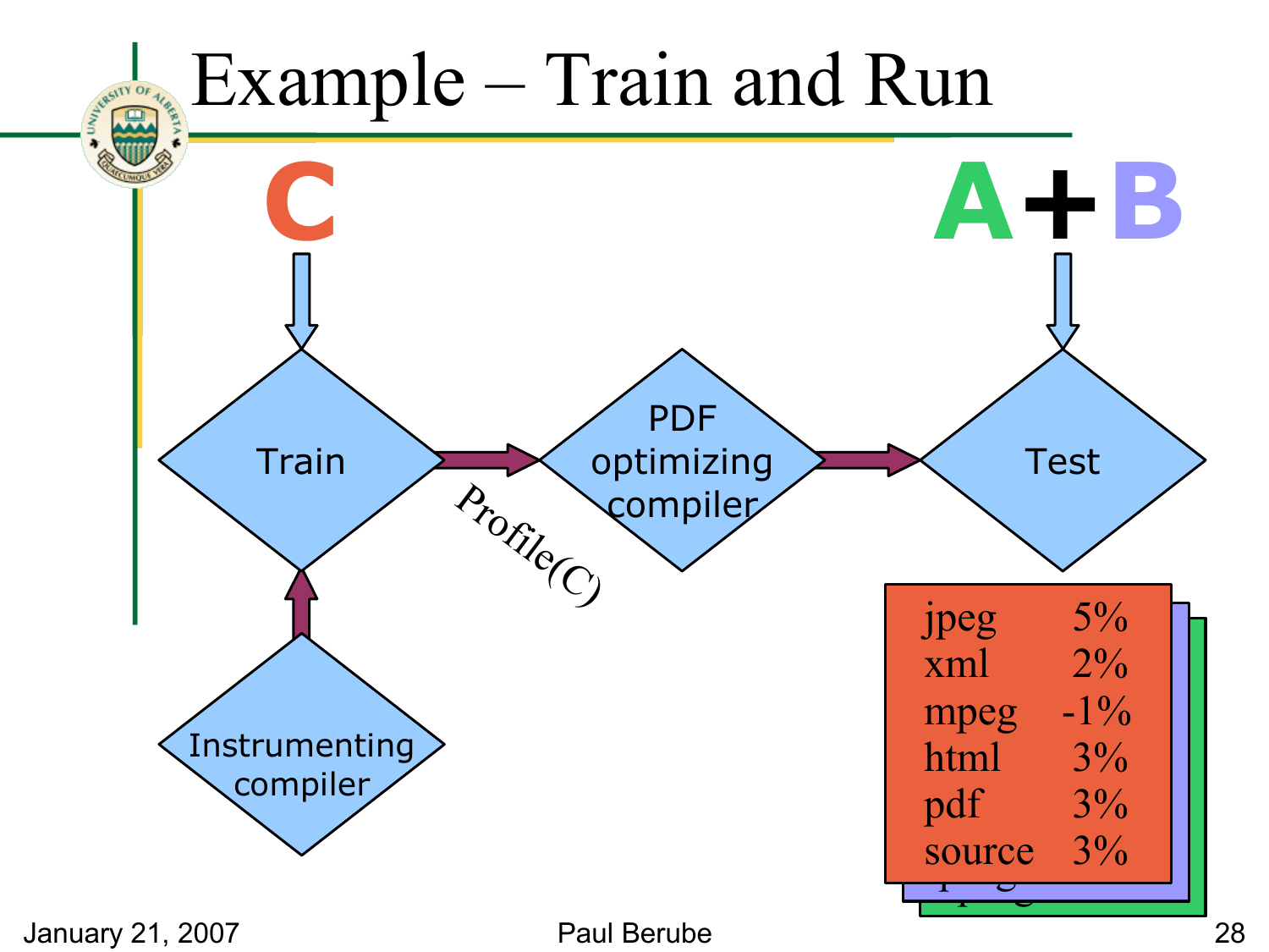# Example – Train and Run

C

A+B

Instrumenting compiler

Train

Profile(C)

PDF optimizing compiler

Test

| | |
|---|---|
| jpeg | 5% |
| xml | 2% |
| mpeg | -1% |
| html | 3% |
| pdf | 3% |
| source | 3% |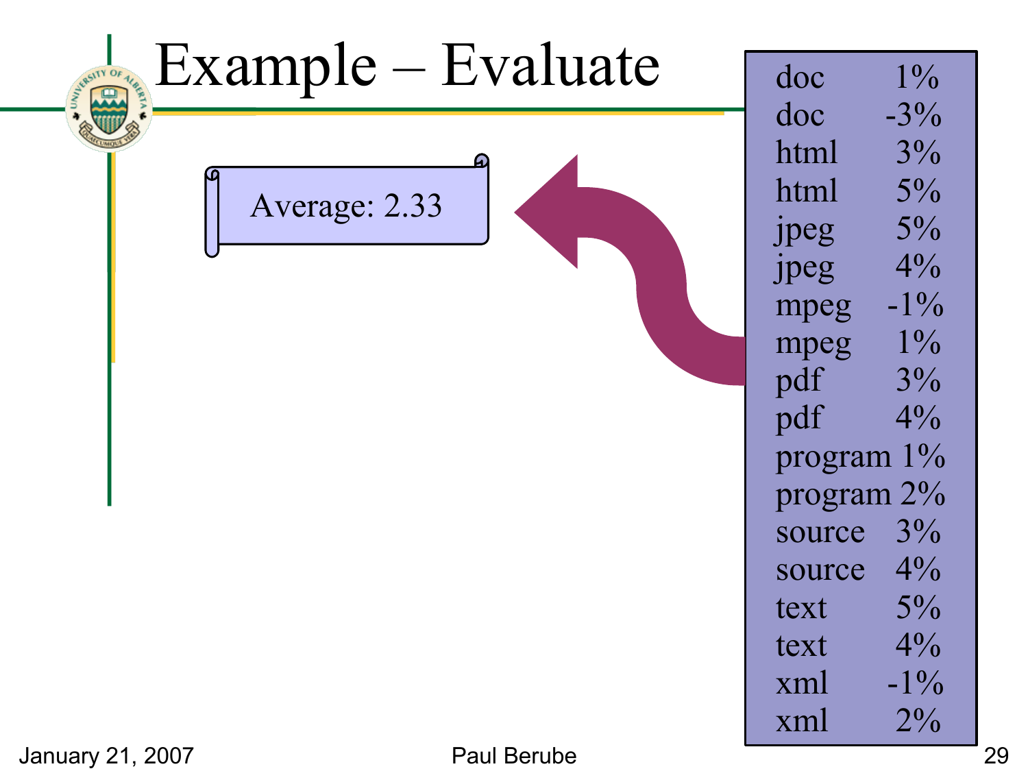# Example – Evaluate

Average: 2.33

| | |
|---|---|
| doc | 1% |
| doc | -3% |
| html | 3% |
| html | 5% |
| jpeg | 5% |
| jpeg | 4% |
| mpeg | -1% |
| mpeg | 1% |
| pdf | 3% |
| pdf | 4% |
| program | 1% |
| program | 2% |
| source | 3% |
| source | 4% |
| text | 5% |
| text | 4% |
| xml | -1% |
| xml | 2% |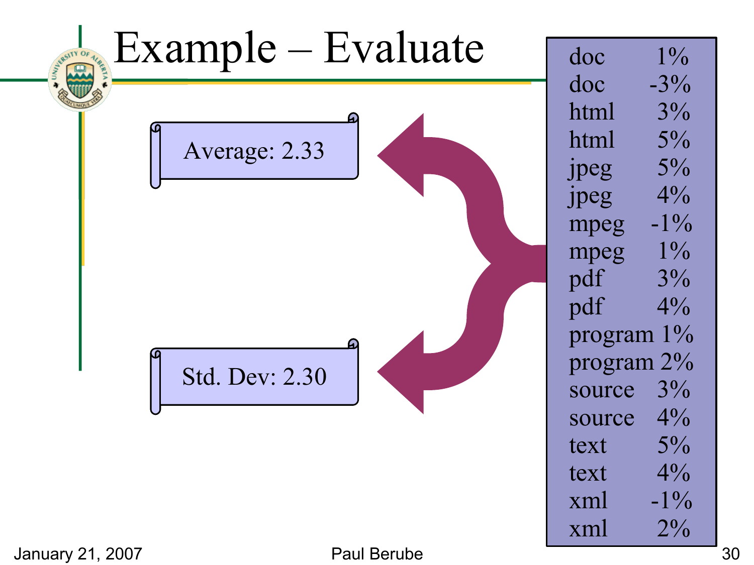# Example – Evaluate

Average: 2.33

Std. Dev: 2.30

| | |
|---|---|
| doc | 1% |
| doc | -3% |
| html | 3% |
| html | 5% |
| jpeg | 5% |
| jpeg | 4% |
| mpeg | -1% |
| mpeg | 1% |
| pdf | 3% |
| pdf | 4% |
| program | 1% |
| program | 2% |
| source | 3% |
| source | 4% |
| text | 5% |
| text | 4% |
| xml | -1% |
| xml | 2% |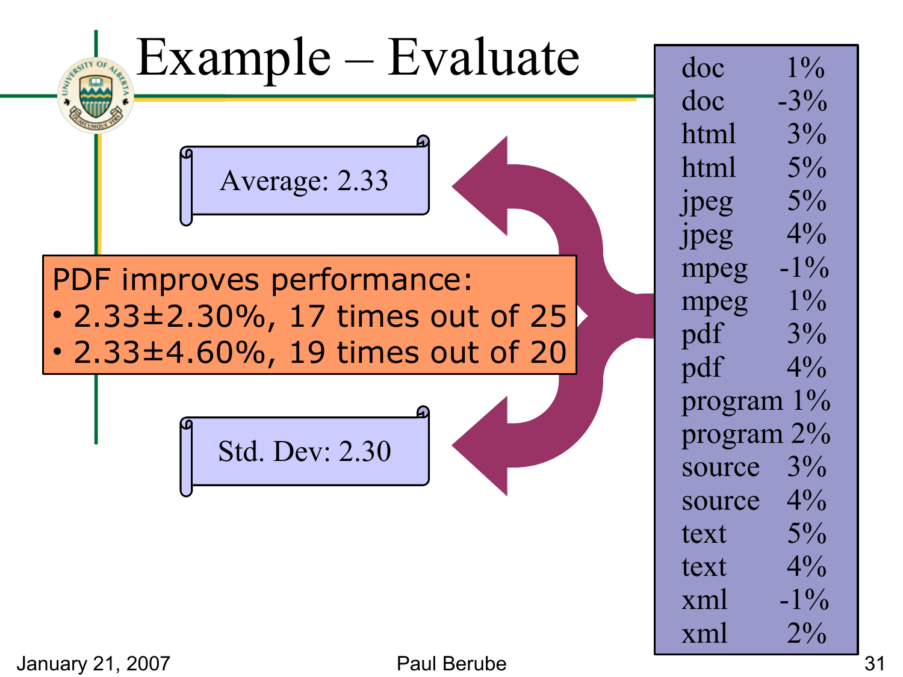# Example – Evaluate

| | |
|---|---|
| doc | 1% |
| doc | -3% |
| html | 3% |
| html | 5% |
| jpeg | 5% |
| jpeg | 4% |
| mpeg | -1% |
| mpeg | 1% |
| pdf | 3% |
| pdf | 4% |
| program | 1% |
| program | 2% |
| source | 3% |
| source | 4% |
| text | 5% |
| text | 4% |
| xml | -1% |
| xml | 2% |

Average: 2.33

Std. Dev: 2.30

PDF improves performance:

- 2.33±2.30%, 17 times out of 25
- 2.33±4.60%, 19 times out of 20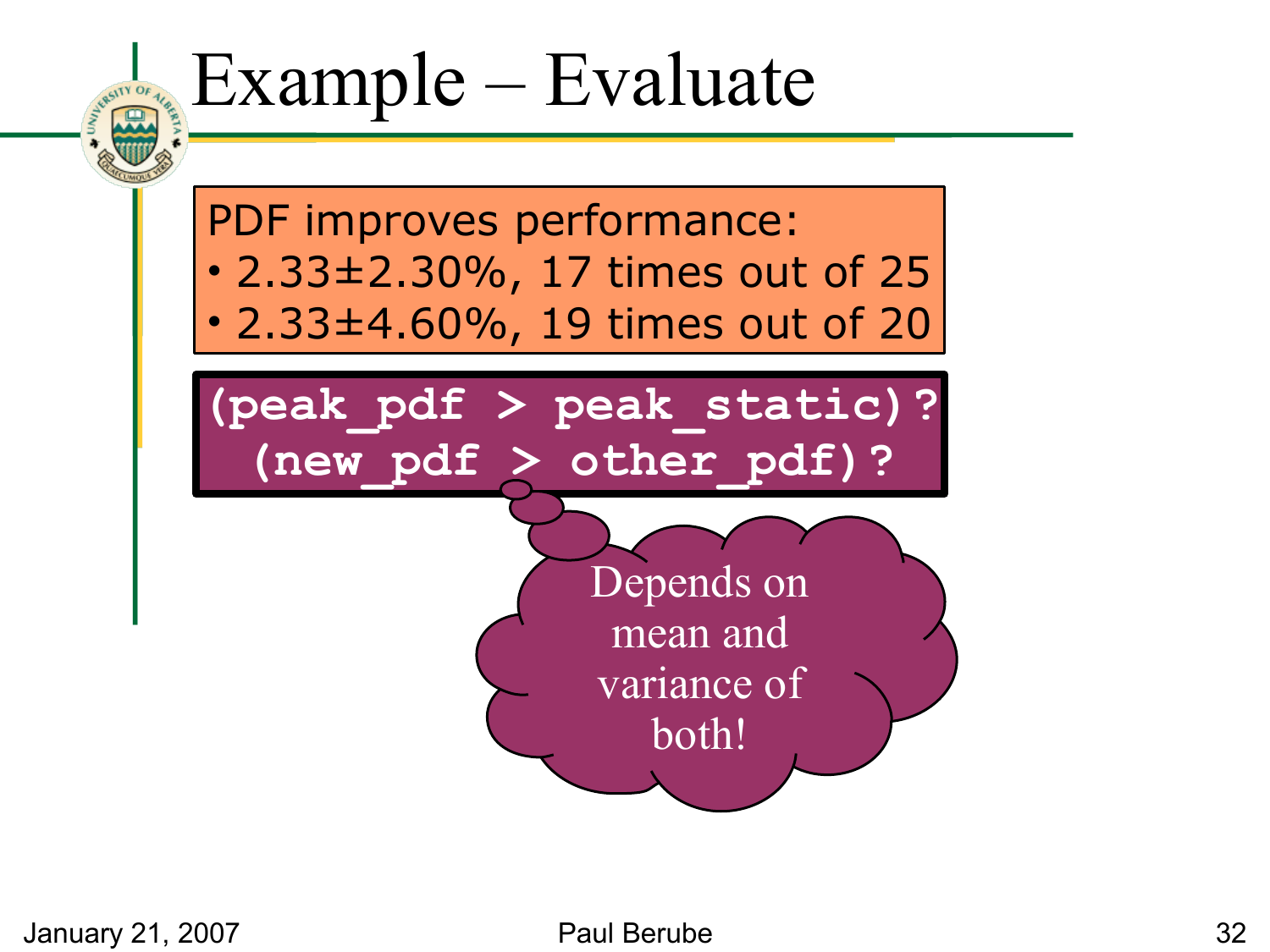# Example – Evaluate

PDF improves performance:

- 2.33±2.30%, 17 times out of 25
- 2.33±4.60%, 19 times out of 20

```
(peak_pdf > peak_static)?
(new_pdf > other_pdf)?
```

Depends on mean and variance of both!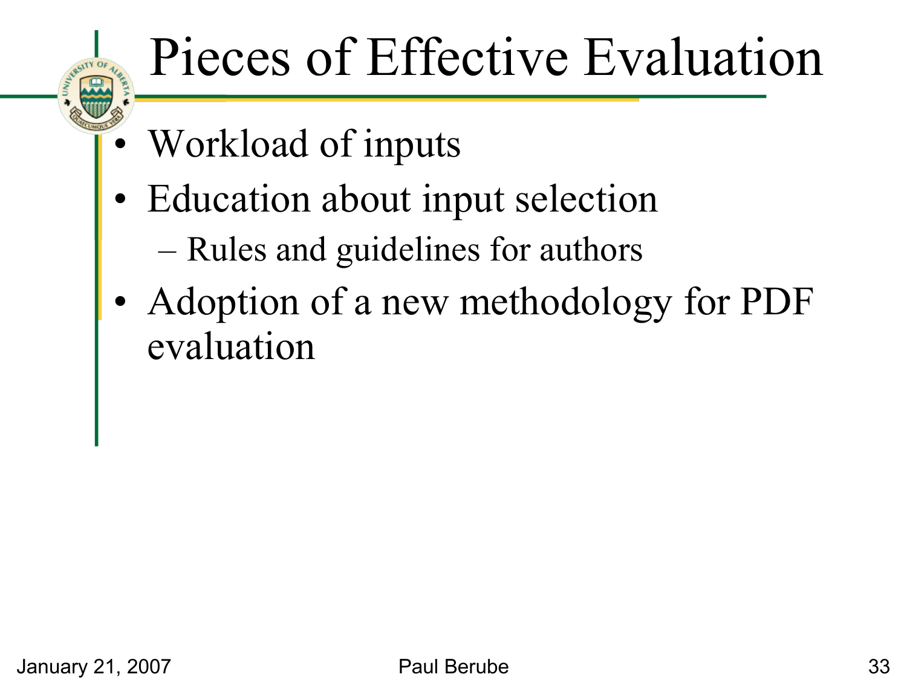# Pieces of Effective Evaluation

- Workload of inputs
- Education about input selection
  - Rules and guidelines for authors
- Adoption of a new methodology for PDF evaluation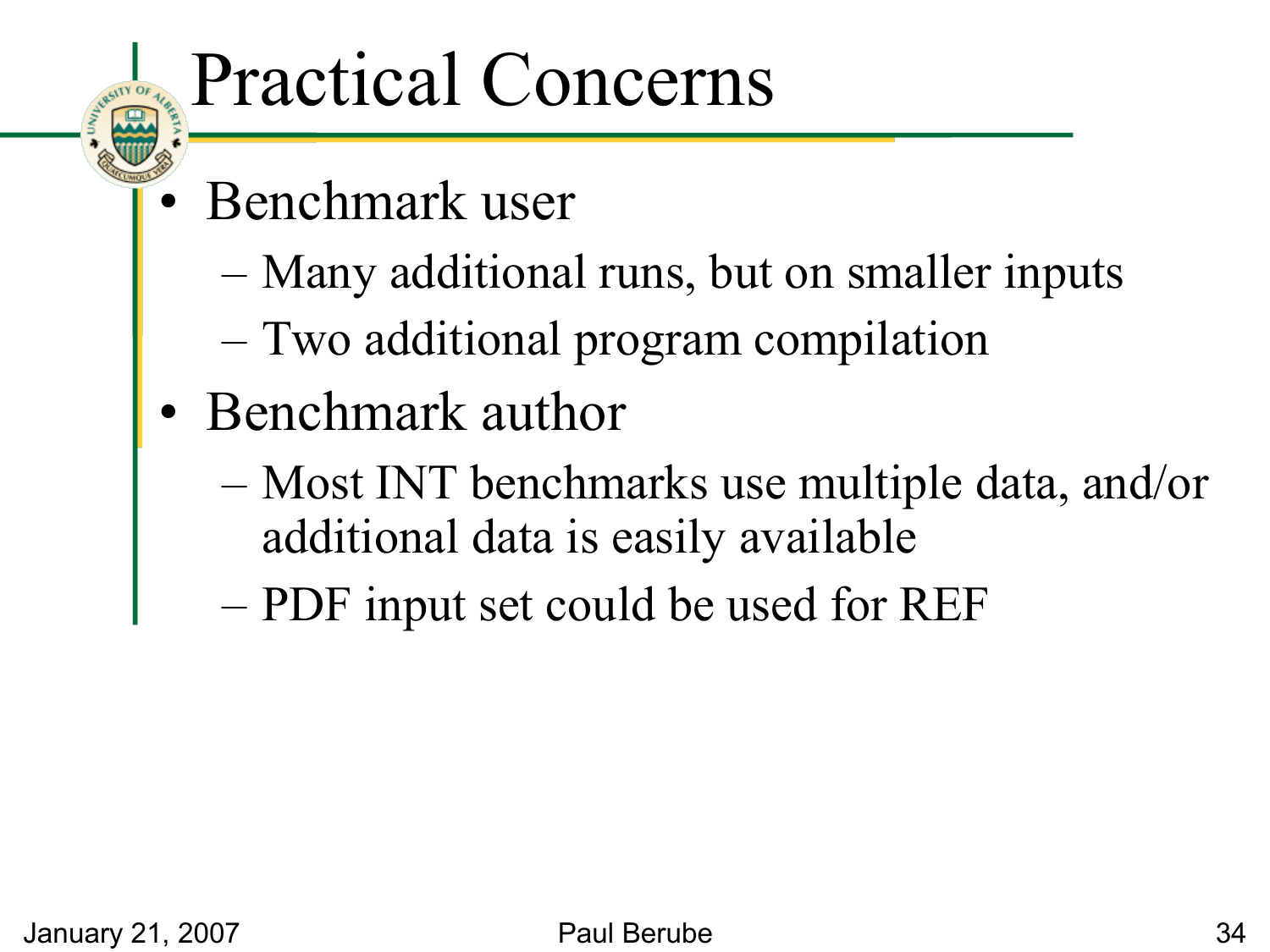# Practical Concerns

- Benchmark user
  - Many additional runs, but on smaller inputs
  - Two additional program compilation
- Benchmark author
  - Most INT benchmarks use multiple data, and/or additional data is easily available
  - PDF input set could be used for REF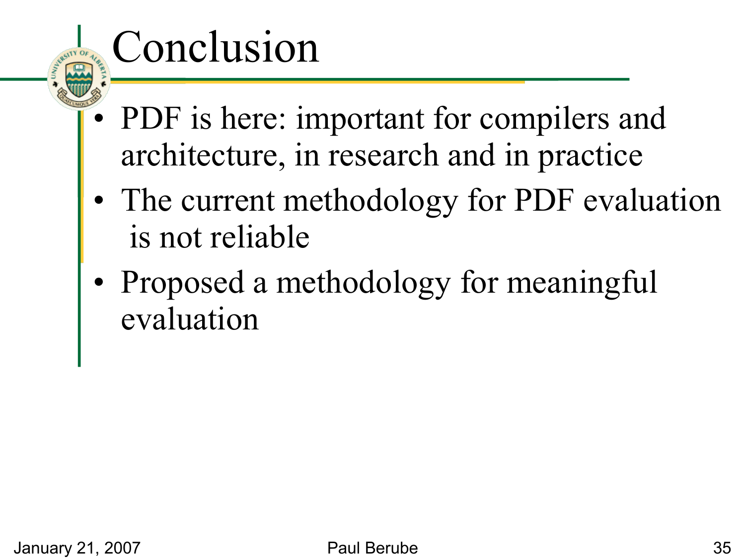# Conclusion

- PDF is here: important for compilers and architecture, in research and in practice
- The current methodology for PDF evaluation is not reliable
- Proposed a methodology for meaningful evaluation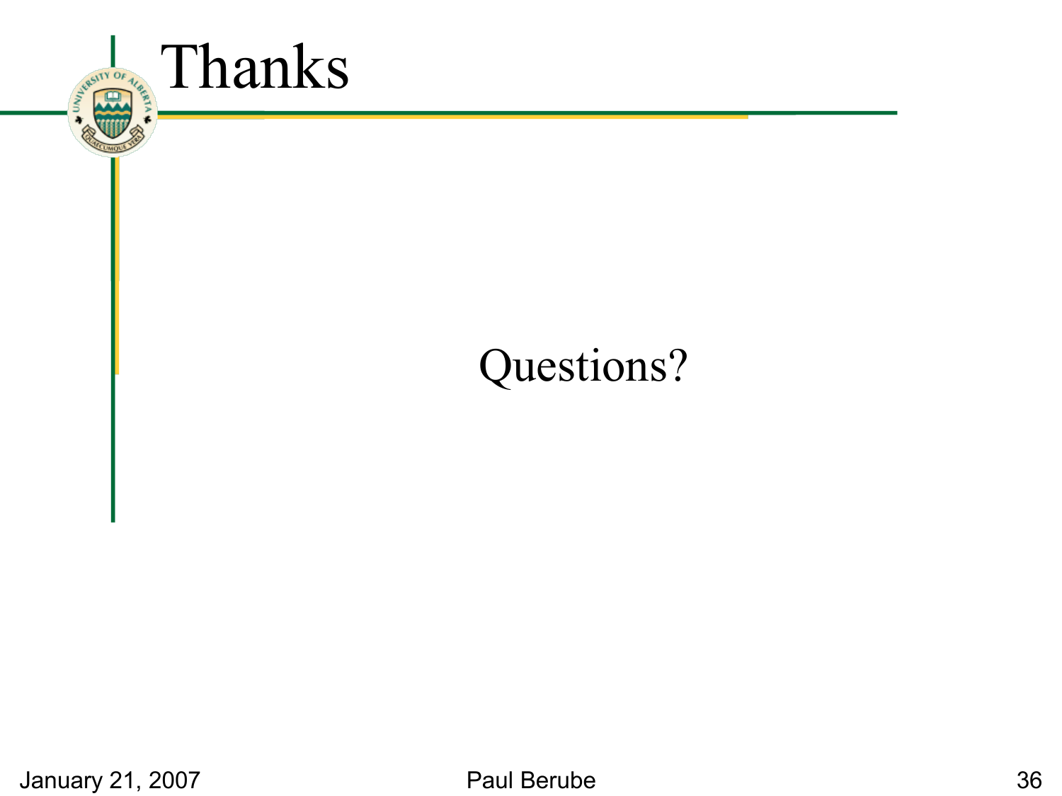# Thanks

Questions?